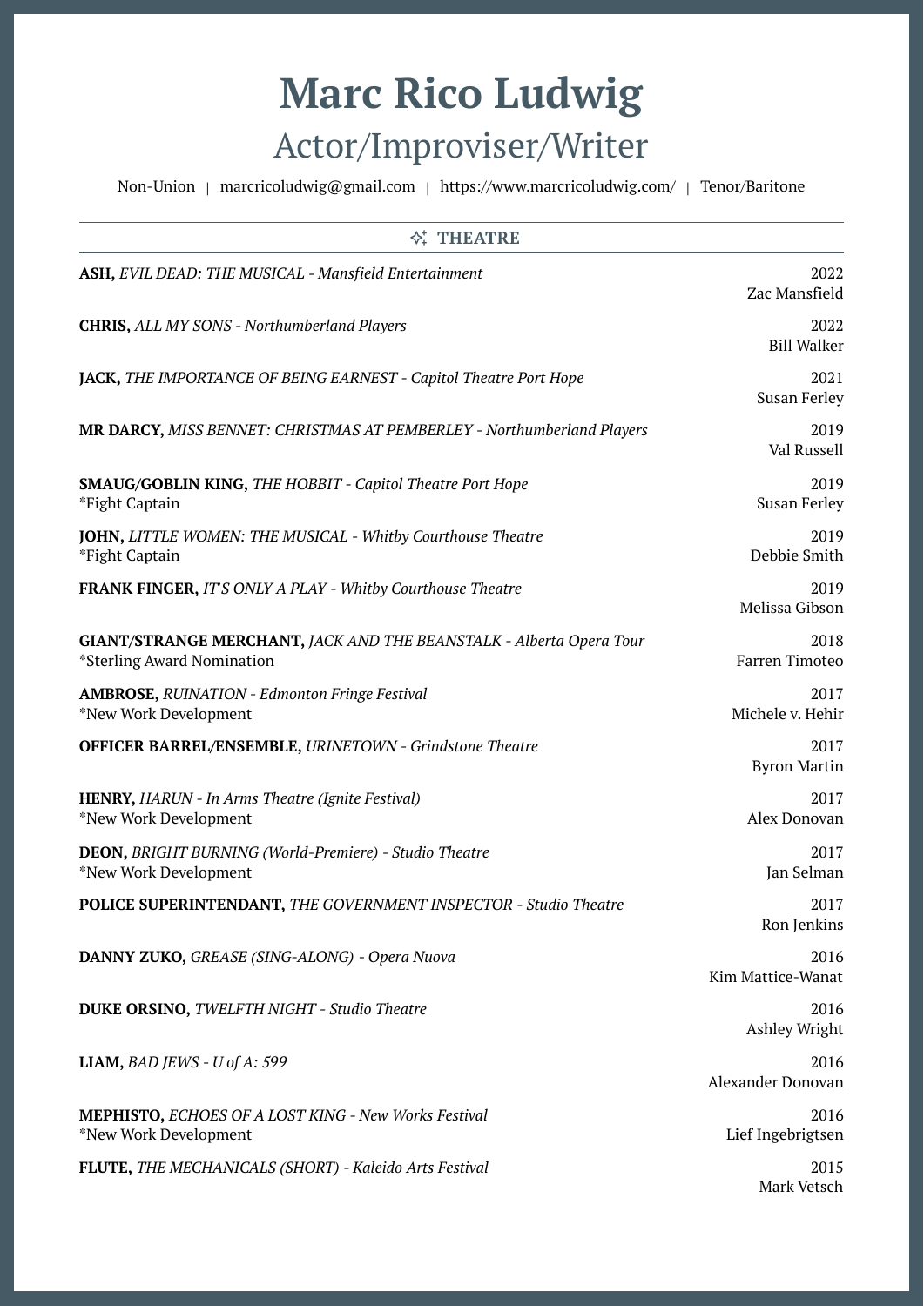# Marc Rico Ludwig

## Actor/Improviser/Writer

Non-Union | marcricoludwig@gmail.com | https://www.marcricoludwig.com/ | Tenor/Baritone

## THEATRE

**ASH,** *EVIL DEAD: THE MUSICAL - Mansfield Entertainment* — 2022, Zac Mansfield

**CHRIS,** *ALL MY SONS - Northumberland Players* — 2022, Bill Walker

**JACK,** *THE IMPORTANCE OF BEING EARNEST - Capitol Theatre Port Hope* — 2021, Susan Ferley

**MR DARCY,** *MISS BENNET: CHRISTMAS AT PEMBERLEY - Northumberland Players* — 2019, Val Russell

**SMAUG/GOBLIN KING,** *THE HOBBIT - Capitol Theatre Port Hope* — 2019, Susan Ferley
*Fight Captain

**JOHN,** *LITTLE WOMEN: THE MUSICAL - Whitby Courthouse Theatre* — 2019, Debbie Smith
*Fight Captain

**FRANK FINGER,** *IT'S ONLY A PLAY - Whitby Courthouse Theatre* — 2019, Melissa Gibson

**GIANT/STRANGE MERCHANT,** *JACK AND THE BEANSTALK - Alberta Opera Tour* — 2018, Farren Timoteo
*Sterling Award Nomination

**AMBROSE,** *RUINATION - Edmonton Fringe Festival* — 2017, Michele v. Hehir
*New Work Development

**OFFICER BARREL/ENSEMBLE,** *URINETOWN - Grindstone Theatre* — 2017, Byron Martin

**HENRY,** *HARUN - In Arms Theatre (Ignite Festival)* — 2017, Alex Donovan
*New Work Development

**DEON,** *BRIGHT BURNING (World-Premiere) - Studio Theatre* — 2017, Jan Selman
*New Work Development

**POLICE SUPERINTENDANT,** *THE GOVERNMENT INSPECTOR - Studio Theatre* — 2017, Ron Jenkins

**DANNY ZUKO,** *GREASE (SING-ALONG) - Opera Nuova* — 2016, Kim Mattice-Wanat

**DUKE ORSINO,** *TWELFTH NIGHT - Studio Theatre* — 2016, Ashley Wright

**LIAM,** *BAD JEWS - U of A: 599* — 2016, Alexander Donovan

**MEPHISTO,** *ECHOES OF A LOST KING - New Works Festival* — 2016, Lief Ingebrigtsen
*New Work Development

**FLUTE,** *THE MECHANICALS (SHORT) - Kaleido Arts Festival* — 2015, Mark Vetsch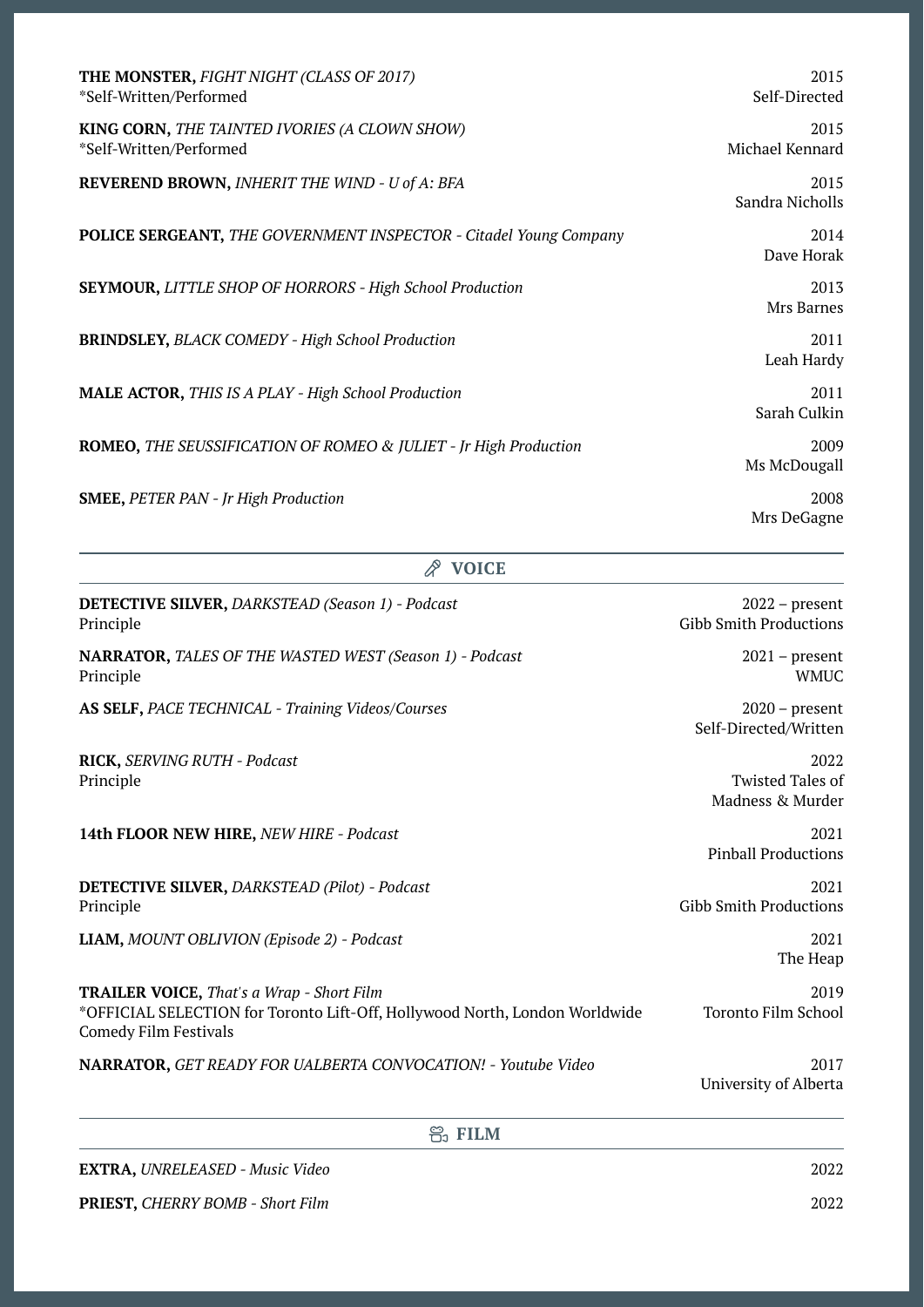**THE MONSTER,** *FIGHT NIGHT (CLASS OF 2017)* — 2015
*Self-Written/Performed — Self-Directed

**KING CORN,** *THE TAINTED IVORIES (A CLOWN SHOW)* — 2015
*Self-Written/Performed — Michael Kennard

**REVEREND BROWN,** *INHERIT THE WIND - U of A: BFA* — 2015
Sandra Nicholls

**POLICE SERGEANT,** *THE GOVERNMENT INSPECTOR - Citadel Young Company* — 2014
Dave Horak

**SEYMOUR,** *LITTLE SHOP OF HORRORS - High School Production* — 2013
Mrs Barnes

**BRINDSLEY,** *BLACK COMEDY - High School Production* — 2011
Leah Hardy

**MALE ACTOR,** *THIS IS A PLAY - High School Production* — 2011
Sarah Culkin

**ROMEO,** *THE SEUSSIFICATION OF ROMEO & JULIET - Jr High Production* — 2009
Ms McDougall

**SMEE,** *PETER PAN - Jr High Production* — 2008
Mrs DeGagne

## VOICE

**DETECTIVE SILVER,** *DARKSTEAD (Season 1) - Podcast* — 2022 – present
Principle — Gibb Smith Productions

**NARRATOR,** *TALES OF THE WASTED WEST (Season 1) - Podcast* — 2021 – present
Principle — WMUC

**AS SELF,** *PACE TECHNICAL - Training Videos/Courses* — 2020 – present
Self-Directed/Written

**RICK,** *SERVING RUTH - Podcast* — 2022
Principle — Twisted Tales of Madness & Murder

**14th FLOOR NEW HIRE,** *NEW HIRE - Podcast* — 2021
Pinball Productions

**DETECTIVE SILVER,** *DARKSTEAD (Pilot) - Podcast* — 2021
Principle — Gibb Smith Productions

**LIAM,** *MOUNT OBLIVION (Episode 2) - Podcast* — 2021
The Heap

**TRAILER VOICE,** *That's a Wrap - Short Film* — 2019
*OFFICIAL SELECTION for Toronto Lift-Off, Hollywood North, London Worldwide Comedy Film Festivals — Toronto Film School

**NARRATOR,** *GET READY FOR UALBERTA CONVOCATION! - Youtube Video* — 2017
University of Alberta

## FILM

**EXTRA,** *UNRELEASED - Music Video* — 2022

**PRIEST,** *CHERRY BOMB - Short Film* — 2022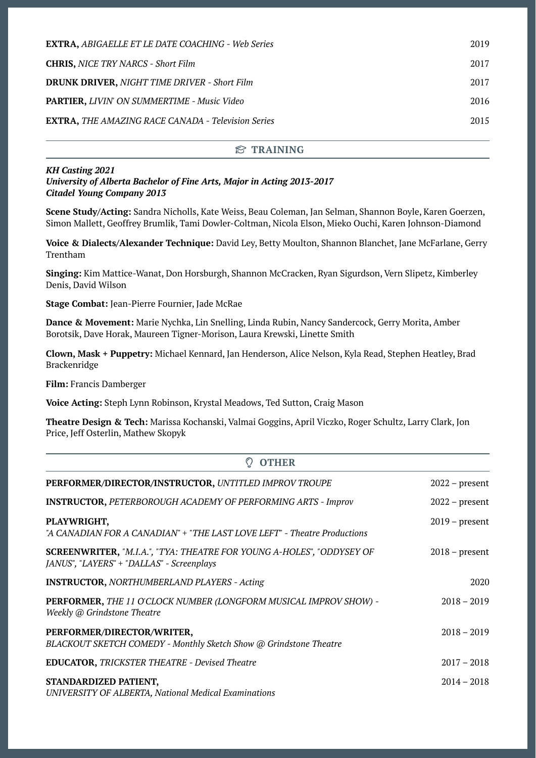**EXTRA,** *ABIGAELLE ET LE DATE COACHING - Web Series* — 2019

**CHRIS,** *NICE TRY NARCS - Short Film* — 2017

**DRUNK DRIVER,** *NIGHT TIME DRIVER - Short Film* — 2017

**PARTIER,** *LIVIN' ON SUMMERTIME - Music Video* — 2016

**EXTRA,** *THE AMAZING RACE CANADA - Television Series* — 2015

## TRAINING

***KH Casting 2021***
***University of Alberta Bachelor of Fine Arts, Major in Acting 2013-2017***
***Citadel Young Company 2013***

**Scene Study/Acting:** Sandra Nicholls, Kate Weiss, Beau Coleman, Jan Selman, Shannon Boyle, Karen Goerzen, Simon Mallett, Geoffrey Brumlik, Tami Dowler-Coltman, Nicola Elson, Mieko Ouchi, Karen Johnson-Diamond

**Voice & Dialects/Alexander Technique:** David Ley, Betty Moulton, Shannon Blanchet, Jane McFarlane, Gerry Trentham

**Singing:** Kim Mattice-Wanat, Don Horsburgh, Shannon McCracken, Ryan Sigurdson, Vern Slipetz, Kimberley Denis, David Wilson

**Stage Combat:** Jean-Pierre Fournier, Jade McRae

**Dance & Movement:** Marie Nychka, Lin Snelling, Linda Rubin, Nancy Sandercock, Gerry Morita, Amber Borotsik, Dave Horak, Maureen Tigner-Morison, Laura Krewski, Linette Smith

**Clown, Mask + Puppetry:** Michael Kennard, Jan Henderson, Alice Nelson, Kyla Read, Stephen Heatley, Brad Brackenridge

**Film:** Francis Damberger

**Voice Acting:** Steph Lynn Robinson, Krystal Meadows, Ted Sutton, Craig Mason

**Theatre Design & Tech:** Marissa Kochanski, Valmai Goggins, April Viczko, Roger Schultz, Larry Clark, Jon Price, Jeff Osterlin, Mathew Skopyk

## OTHER

**PERFORMER/DIRECTOR/INSTRUCTOR,** *UNTITLED IMPROV TROUPE* — 2022 – present

**INSTRUCTOR,** *PETERBOROUGH ACADEMY OF PERFORMING ARTS - Improv* — 2022 – present

**PLAYWRIGHT,**
*"A CANADIAN FOR A CANADIAN" + "THE LAST LOVE LEFT" - Theatre Productions* — 2019 – present

**SCREENWRITER,** *"M.I.A.", "TYA: THEATRE FOR YOUNG A-HOLES", "ODDYSEY OF JANUS", "LAYERS" + "DALLAS" - Screenplays* — 2018 – present

**INSTRUCTOR,** *NORTHUMBERLAND PLAYERS - Acting* — 2020

**PERFORMER,** *THE 11 O'CLOCK NUMBER (LONGFORM MUSICAL IMPROV SHOW) - Weekly @ Grindstone Theatre* — 2018 – 2019

**PERFORMER/DIRECTOR/WRITER,**
*BLACKOUT SKETCH COMEDY - Monthly Sketch Show @ Grindstone Theatre* — 2018 – 2019

**EDUCATOR,** *TRICKSTER THEATRE - Devised Theatre* — 2017 – 2018

**STANDARDIZED PATIENT,**
*UNIVERSITY OF ALBERTA, National Medical Examinations* — 2014 – 2018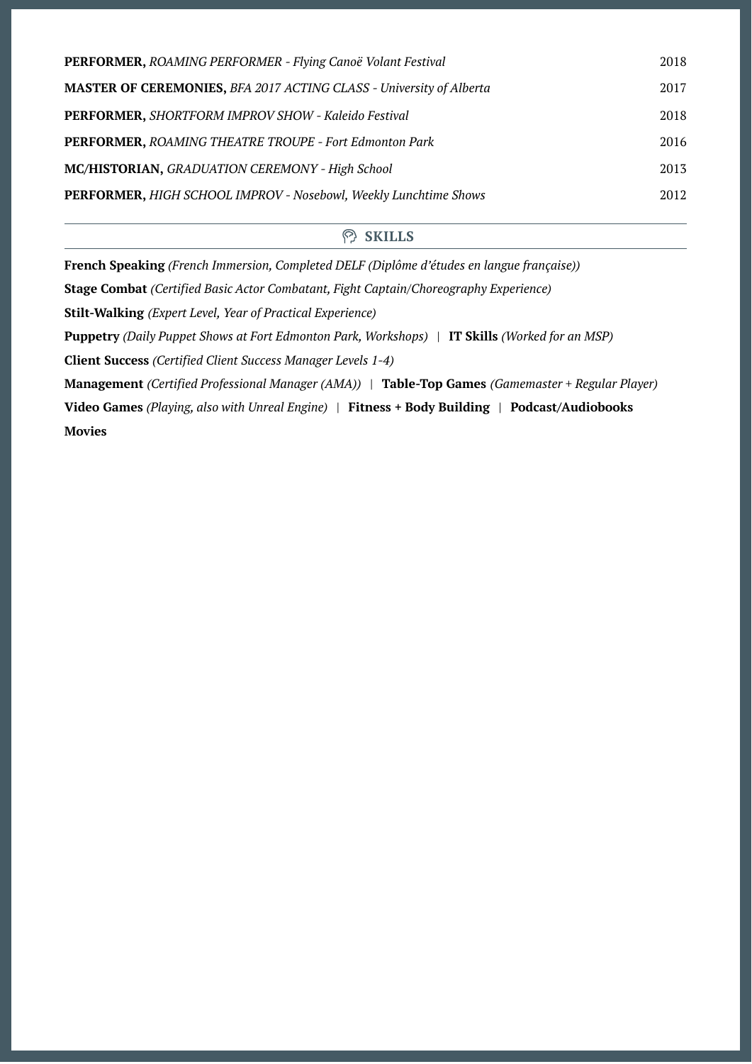**PERFORMER,** *ROAMING PERFORMER - Flying Canoë Volant Festival* 2018

**MASTER OF CEREMONIES,** *BFA 2017 ACTING CLASS - University of Alberta* 2017

**PERFORMER,** *SHORTFORM IMPROV SHOW - Kaleido Festival* 2018

**PERFORMER,** *ROAMING THEATRE TROUPE - Fort Edmonton Park* 2016

**MC/HISTORIAN,** *GRADUATION CEREMONY - High School* 2013

**PERFORMER,** *HIGH SCHOOL IMPROV - Nosebowl, Weekly Lunchtime Shows* 2012

## SKILLS

**French Speaking** *(French Immersion, Completed DELF (Diplôme d'études en langue française))*

**Stage Combat** *(Certified Basic Actor Combatant, Fight Captain/Choreography Experience)*

**Stilt-Walking** *(Expert Level, Year of Practical Experience)*

**Puppetry** *(Daily Puppet Shows at Fort Edmonton Park, Workshops)* | **IT Skills** *(Worked for an MSP)*

**Client Success** *(Certified Client Success Manager Levels 1-4)*

**Management** *(Certified Professional Manager (AMA))* | **Table-Top Games** *(Gamemaster + Regular Player)*

**Video Games** *(Playing, also with Unreal Engine)* | **Fitness + Body Building** | **Podcast/Audiobooks**

**Movies**